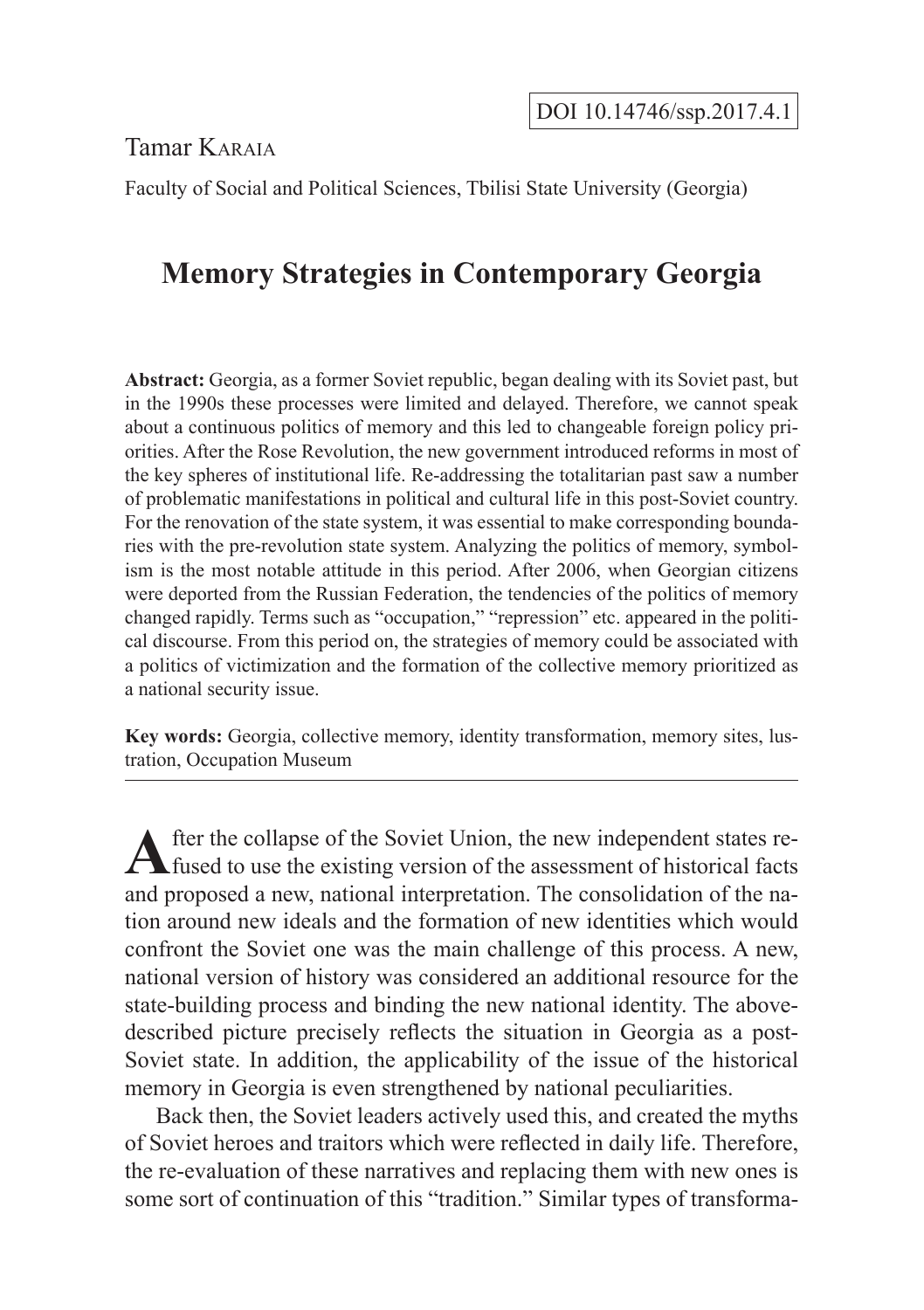DOI 10.14746/ssp.2017.4.1

Tamar Karaia

Faculty of Social and Political Sciences, Tbilisi State University (Georgia)

# Memory Strategies in Contemporary Georgia

**Abstract:** Georgia, as a former Soviet republic, began dealing with its Soviet past, but in the 1990s these processes were limited and delayed. Therefore, we cannot speak about a continuous politics of memory and this led to changeable foreign policy priorities. After the Rose Revolution, the new government introduced reforms in most of the key spheres of institutional life. Re-addressing the totalitarian past saw a number of problematic manifestations in political and cultural life in this post-Soviet country. For the renovation of the state system, it was essential to make corresponding boundaries with the pre-revolution state system. Analyzing the politics of memory, symbolism is the most notable attitude in this period. After 2006, when Georgian citizens were deported from the Russian Federation, the tendencies of the politics of memory changed rapidly. Terms such as "occupation," "repression" etc. appeared in the political discourse. From this period on, the strategies of memory could be associated with a politics of victimization and the formation of the collective memory prioritized as a national security issue.

**Key words:** Georgia, collective memory, identity transformation, memory sites, lustration, Occupation Museum

---

After the collapse of the Soviet Union, the new independent states refused to use the existing version of the assessment of historical facts and proposed a new, national interpretation. The consolidation of the nation around new ideals and the formation of new identities which would confront the Soviet one was the main challenge of this process. A new, national version of history was considered an additional resource for the state-building process and binding the new national identity. The above-described picture precisely reflects the situation in Georgia as a post-Soviet state. In addition, the applicability of the issue of the historical memory in Georgia is even strengthened by national peculiarities.

Back then, the Soviet leaders actively used this, and created the myths of Soviet heroes and traitors which were reflected in daily life. Therefore, the re-evaluation of these narratives and replacing them with new ones is some sort of continuation of this "tradition." Similar types of transforma-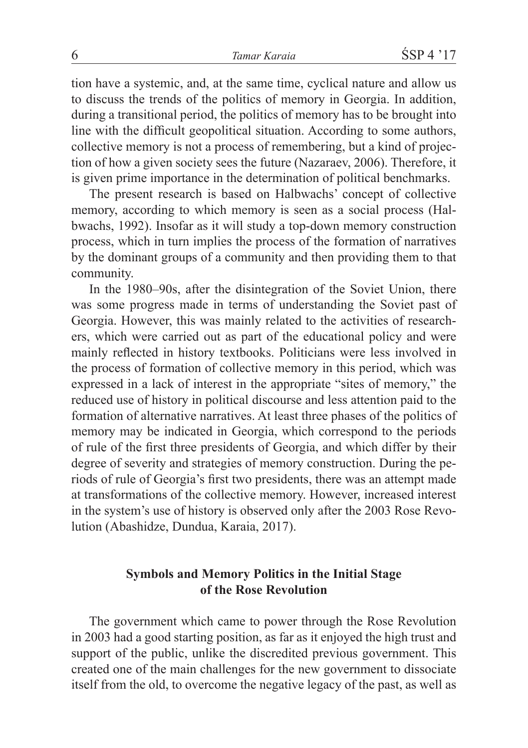tion have a systemic, and, at the same time, cyclical nature and allow us to discuss the trends of the politics of memory in Georgia. In addition, during a transitional period, the politics of memory has to be brought into line with the difficult geopolitical situation. According to some authors, collective memory is not a process of remembering, but a kind of projection of how a given society sees the future (Nazaraev, 2006). Therefore, it is given prime importance in the determination of political benchmarks.

The present research is based on Halbwachs' concept of collective memory, according to which memory is seen as a social process (Halbwachs, 1992). Insofar as it will study a top-down memory construction process, which in turn implies the process of the formation of narratives by the dominant groups of a community and then providing them to that community.

In the 1980–90s, after the disintegration of the Soviet Union, there was some progress made in terms of understanding the Soviet past of Georgia. However, this was mainly related to the activities of researchers, which were carried out as part of the educational policy and were mainly reflected in history textbooks. Politicians were less involved in the process of formation of collective memory in this period, which was expressed in a lack of interest in the appropriate "sites of memory," the reduced use of history in political discourse and less attention paid to the formation of alternative narratives. At least three phases of the politics of memory may be indicated in Georgia, which correspond to the periods of rule of the first three presidents of Georgia, and which differ by their degree of severity and strategies of memory construction. During the periods of rule of Georgia's first two presidents, there was an attempt made at transformations of the collective memory. However, increased interest in the system's use of history is observed only after the 2003 Rose Revolution (Abashidze, Dundua, Karaia, 2017).

## Symbols and Memory Politics in the Initial Stage of the Rose Revolution

The government which came to power through the Rose Revolution in 2003 had a good starting position, as far as it enjoyed the high trust and support of the public, unlike the discredited previous government. This created one of the main challenges for the new government to dissociate itself from the old, to overcome the negative legacy of the past, as well as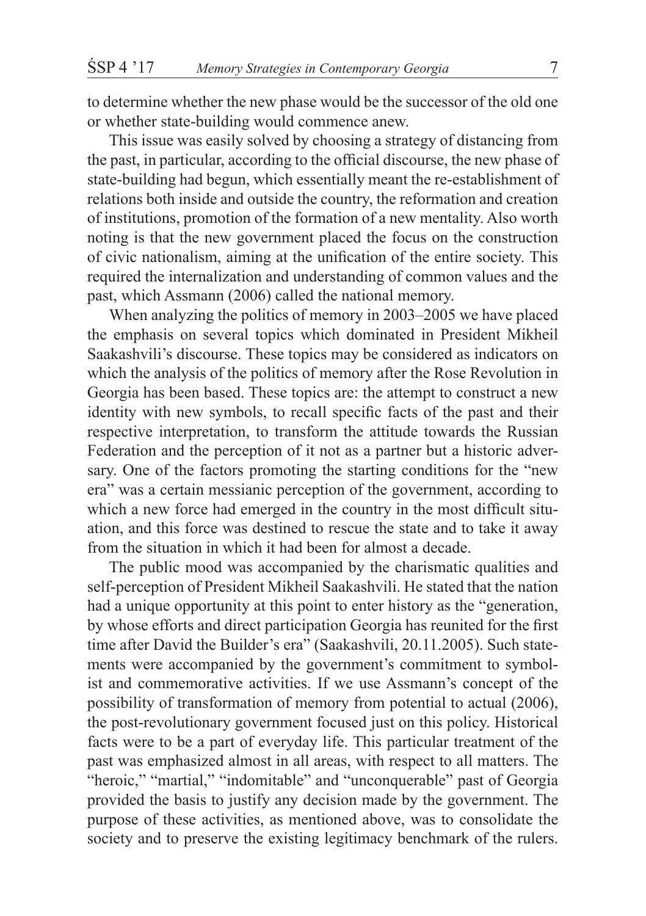to determine whether the new phase would be the successor of the old one or whether state-building would commence anew.

This issue was easily solved by choosing a strategy of distancing from the past, in particular, according to the official discourse, the new phase of state-building had begun, which essentially meant the re-establishment of relations both inside and outside the country, the reformation and creation of institutions, promotion of the formation of a new mentality. Also worth noting is that the new government placed the focus on the construction of civic nationalism, aiming at the unification of the entire society. This required the internalization and understanding of common values and the past, which Assmann (2006) called the national memory.

When analyzing the politics of memory in 2003–2005 we have placed the emphasis on several topics which dominated in President Mikheil Saakashvili's discourse. These topics may be considered as indicators on which the analysis of the politics of memory after the Rose Revolution in Georgia has been based. These topics are: the attempt to construct a new identity with new symbols, to recall specific facts of the past and their respective interpretation, to transform the attitude towards the Russian Federation and the perception of it not as a partner but a historic adversary. One of the factors promoting the starting conditions for the "new era" was a certain messianic perception of the government, according to which a new force had emerged in the country in the most difficult situation, and this force was destined to rescue the state and to take it away from the situation in which it had been for almost a decade.

The public mood was accompanied by the charismatic qualities and self-perception of President Mikheil Saakashvili. He stated that the nation had a unique opportunity at this point to enter history as the "generation, by whose efforts and direct participation Georgia has reunited for the first time after David the Builder's era" (Saakashvili, 20.11.2005). Such statements were accompanied by the government's commitment to symbolist and commemorative activities. If we use Assmann's concept of the possibility of transformation of memory from potential to actual (2006), the post-revolutionary government focused just on this policy. Historical facts were to be a part of everyday life. This particular treatment of the past was emphasized almost in all areas, with respect to all matters. The "heroic," "martial," "indomitable" and "unconquerable" past of Georgia provided the basis to justify any decision made by the government. The purpose of these activities, as mentioned above, was to consolidate the society and to preserve the existing legitimacy benchmark of the rulers.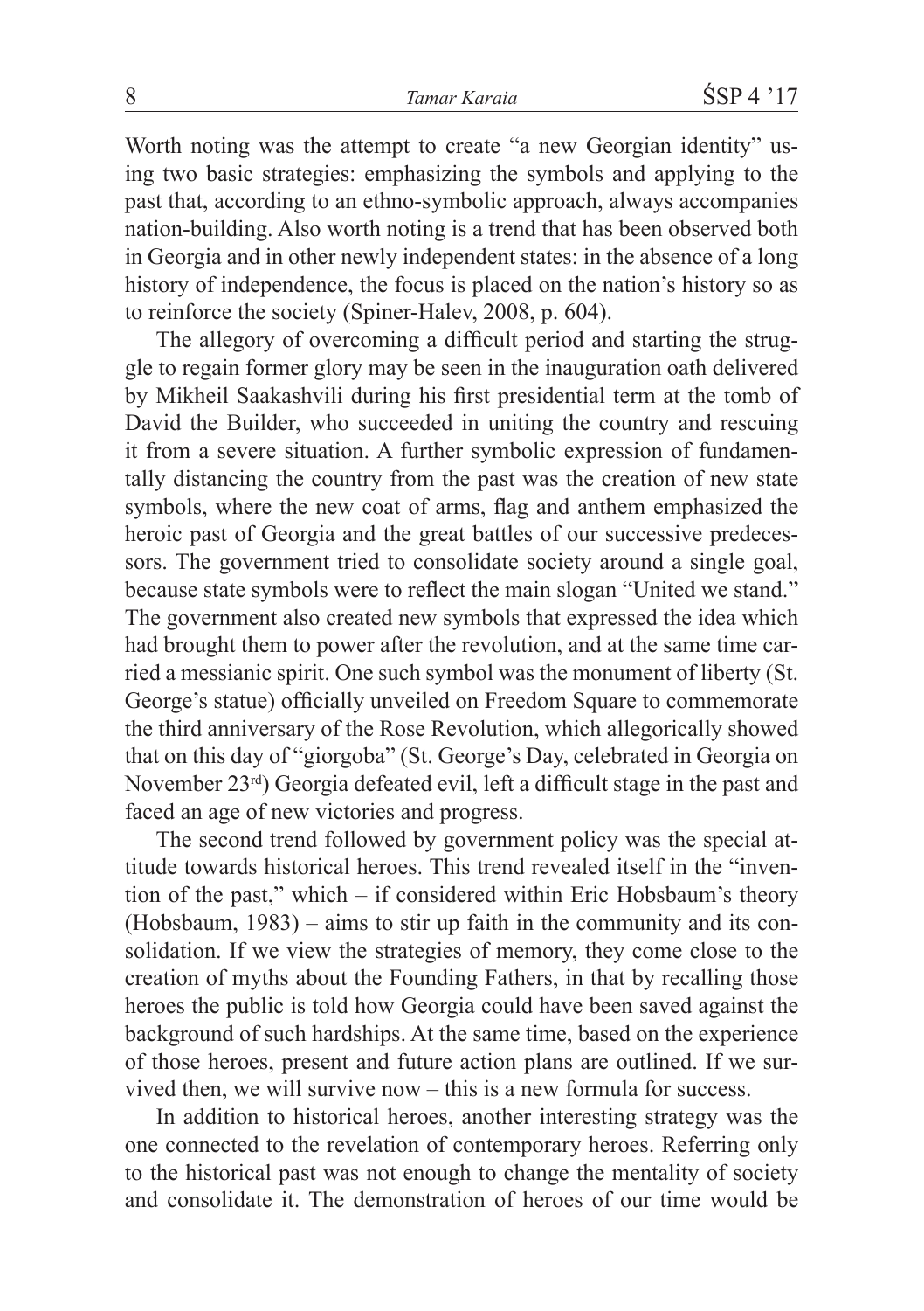Worth noting was the attempt to create "a new Georgian identity" using two basic strategies: emphasizing the symbols and applying to the past that, according to an ethno-symbolic approach, always accompanies nation-building. Also worth noting is a trend that has been observed both in Georgia and in other newly independent states: in the absence of a long history of independence, the focus is placed on the nation's history so as to reinforce the society (Spiner-Halev, 2008, p. 604).

The allegory of overcoming a difficult period and starting the struggle to regain former glory may be seen in the inauguration oath delivered by Mikheil Saakashvili during his first presidential term at the tomb of David the Builder, who succeeded in uniting the country and rescuing it from a severe situation. A further symbolic expression of fundamentally distancing the country from the past was the creation of new state symbols, where the new coat of arms, flag and anthem emphasized the heroic past of Georgia and the great battles of our successive predecessors. The government tried to consolidate society around a single goal, because state symbols were to reflect the main slogan "United we stand." The government also created new symbols that expressed the idea which had brought them to power after the revolution, and at the same time carried a messianic spirit. One such symbol was the monument of liberty (St. George's statue) officially unveiled on Freedom Square to commemorate the third anniversary of the Rose Revolution, which allegorically showed that on this day of "giorgoba" (St. George's Day, celebrated in Georgia on November 23rd) Georgia defeated evil, left a difficult stage in the past and faced an age of new victories and progress.

The second trend followed by government policy was the special attitude towards historical heroes. This trend revealed itself in the "invention of the past," which – if considered within Eric Hobsbaum's theory (Hobsbaum, 1983) – aims to stir up faith in the community and its consolidation. If we view the strategies of memory, they come close to the creation of myths about the Founding Fathers, in that by recalling those heroes the public is told how Georgia could have been saved against the background of such hardships. At the same time, based on the experience of those heroes, present and future action plans are outlined. If we survived then, we will survive now – this is a new formula for success.

In addition to historical heroes, another interesting strategy was the one connected to the revelation of contemporary heroes. Referring only to the historical past was not enough to change the mentality of society and consolidate it. The demonstration of heroes of our time would be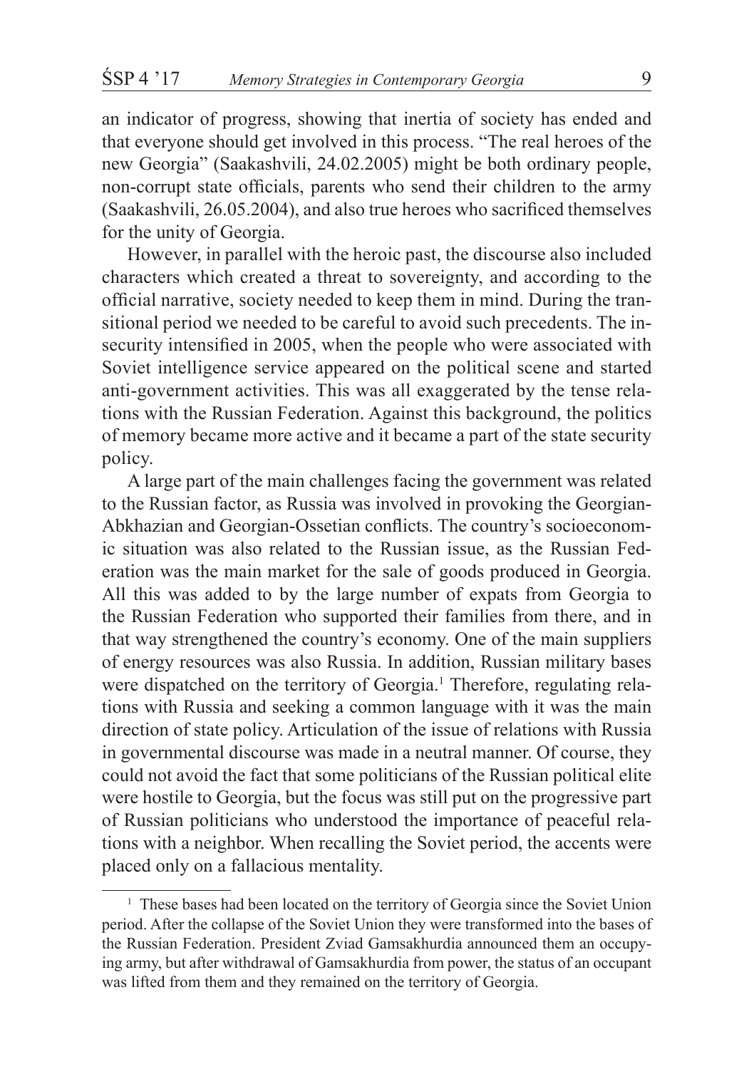an indicator of progress, showing that inertia of society has ended and that everyone should get involved in this process. "The real heroes of the new Georgia" (Saakashvili, 24.02.2005) might be both ordinary people, non-corrupt state officials, parents who send their children to the army (Saakashvili, 26.05.2004), and also true heroes who sacrificed themselves for the unity of Georgia.

However, in parallel with the heroic past, the discourse also included characters which created a threat to sovereignty, and according to the official narrative, society needed to keep them in mind. During the transitional period we needed to be careful to avoid such precedents. The insecurity intensified in 2005, when the people who were associated with Soviet intelligence service appeared on the political scene and started anti-government activities. This was all exaggerated by the tense relations with the Russian Federation. Against this background, the politics of memory became more active and it became a part of the state security policy.

A large part of the main challenges facing the government was related to the Russian factor, as Russia was involved in provoking the Georgian-Abkhazian and Georgian-Ossetian conflicts. The country's socioeconomic situation was also related to the Russian issue, as the Russian Federation was the main market for the sale of goods produced in Georgia. All this was added to by the large number of expats from Georgia to the Russian Federation who supported their families from there, and in that way strengthened the country's economy. One of the main suppliers of energy resources was also Russia. In addition, Russian military bases were dispatched on the territory of Georgia.[1] Therefore, regulating relations with Russia and seeking a common language with it was the main direction of state policy. Articulation of the issue of relations with Russia in governmental discourse was made in a neutral manner. Of course, they could not avoid the fact that some politicians of the Russian political elite were hostile to Georgia, but the focus was still put on the progressive part of Russian politicians who understood the importance of peaceful relations with a neighbor. When recalling the Soviet period, the accents were placed only on a fallacious mentality.

---

[1] These bases had been located on the territory of Georgia since the Soviet Union period. After the collapse of the Soviet Union they were transformed into the bases of the Russian Federation. President Zviad Gamsakhurdia announced them an occupying army, but after withdrawal of Gamsakhurdia from power, the status of an occupant was lifted from them and they remained on the territory of Georgia.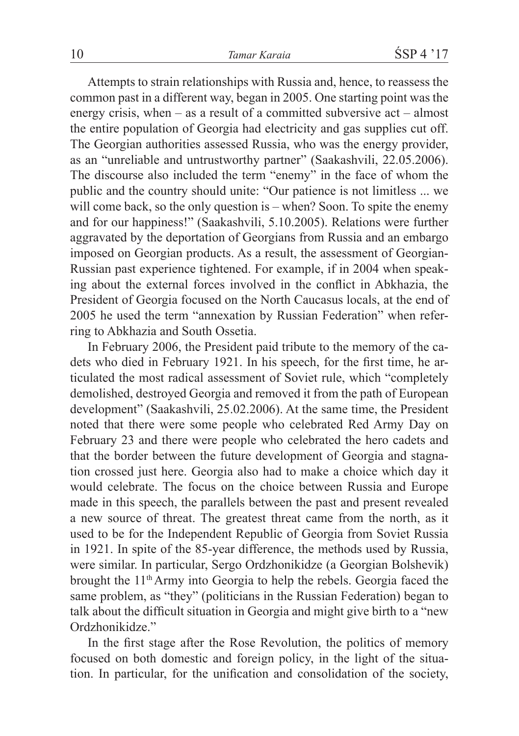Attempts to strain relationships with Russia and, hence, to reassess the common past in a different way, began in 2005. One starting point was the energy crisis, when – as a result of a committed subversive act – almost the entire population of Georgia had electricity and gas supplies cut off. The Georgian authorities assessed Russia, who was the energy provider, as an "unreliable and untrustworthy partner" (Saakashvili, 22.05.2006). The discourse also included the term "enemy" in the face of whom the public and the country should unite: "Our patience is not limitless ... we will come back, so the only question is – when? Soon. To spite the enemy and for our happiness!" (Saakashvili, 5.10.2005). Relations were further aggravated by the deportation of Georgians from Russia and an embargo imposed on Georgian products. As a result, the assessment of Georgian-Russian past experience tightened. For example, if in 2004 when speaking about the external forces involved in the conflict in Abkhazia, the President of Georgia focused on the North Caucasus locals, at the end of 2005 he used the term "annexation by Russian Federation" when referring to Abkhazia and South Ossetia.

In February 2006, the President paid tribute to the memory of the cadets who died in February 1921. In his speech, for the first time, he articulated the most radical assessment of Soviet rule, which "completely demolished, destroyed Georgia and removed it from the path of European development" (Saakashvili, 25.02.2006). At the same time, the President noted that there were some people who celebrated Red Army Day on February 23 and there were people who celebrated the hero cadets and that the border between the future development of Georgia and stagnation crossed just here. Georgia also had to make a choice which day it would celebrate. The focus on the choice between Russia and Europe made in this speech, the parallels between the past and present revealed a new source of threat. The greatest threat came from the north, as it used to be for the Independent Republic of Georgia from Soviet Russia in 1921. In spite of the 85-year difference, the methods used by Russia, were similar. In particular, Sergo Ordzhonikidze (a Georgian Bolshevik) brought the 11th Army into Georgia to help the rebels. Georgia faced the same problem, as "they" (politicians in the Russian Federation) began to talk about the difficult situation in Georgia and might give birth to a "new Ordzhonikidze."

In the first stage after the Rose Revolution, the politics of memory focused on both domestic and foreign policy, in the light of the situation. In particular, for the unification and consolidation of the society,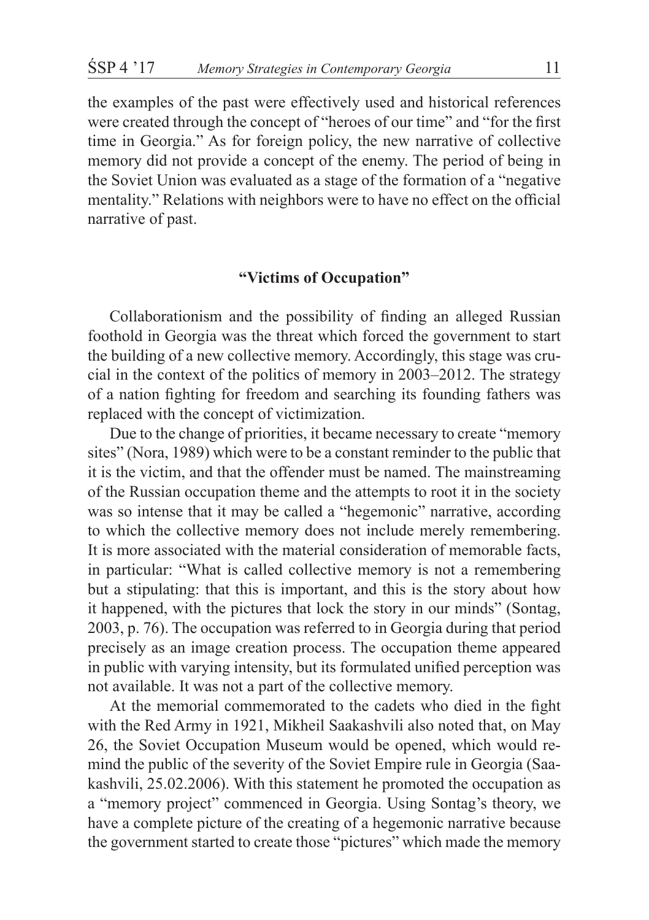the examples of the past were effectively used and historical references were created through the concept of "heroes of our time" and "for the first time in Georgia." As for foreign policy, the new narrative of collective memory did not provide a concept of the enemy. The period of being in the Soviet Union was evaluated as a stage of the formation of a "negative mentality." Relations with neighbors were to have no effect on the official narrative of past.

## "Victims of Occupation"

Collaborationism and the possibility of finding an alleged Russian foothold in Georgia was the threat which forced the government to start the building of a new collective memory. Accordingly, this stage was crucial in the context of the politics of memory in 2003–2012. The strategy of a nation fighting for freedom and searching its founding fathers was replaced with the concept of victimization.

Due to the change of priorities, it became necessary to create "memory sites" (Nora, 1989) which were to be a constant reminder to the public that it is the victim, and that the offender must be named. The mainstreaming of the Russian occupation theme and the attempts to root it in the society was so intense that it may be called a "hegemonic" narrative, according to which the collective memory does not include merely remembering. It is more associated with the material consideration of memorable facts, in particular: "What is called collective memory is not a remembering but a stipulating: that this is important, and this is the story about how it happened, with the pictures that lock the story in our minds" (Sontag, 2003, p. 76). The occupation was referred to in Georgia during that period precisely as an image creation process. The occupation theme appeared in public with varying intensity, but its formulated unified perception was not available. It was not a part of the collective memory.

At the memorial commemorated to the cadets who died in the fight with the Red Army in 1921, Mikheil Saakashvili also noted that, on May 26, the Soviet Occupation Museum would be opened, which would remind the public of the severity of the Soviet Empire rule in Georgia (Saakashvili, 25.02.2006). With this statement he promoted the occupation as a "memory project" commenced in Georgia. Using Sontag's theory, we have a complete picture of the creating of a hegemonic narrative because the government started to create those "pictures" which made the memory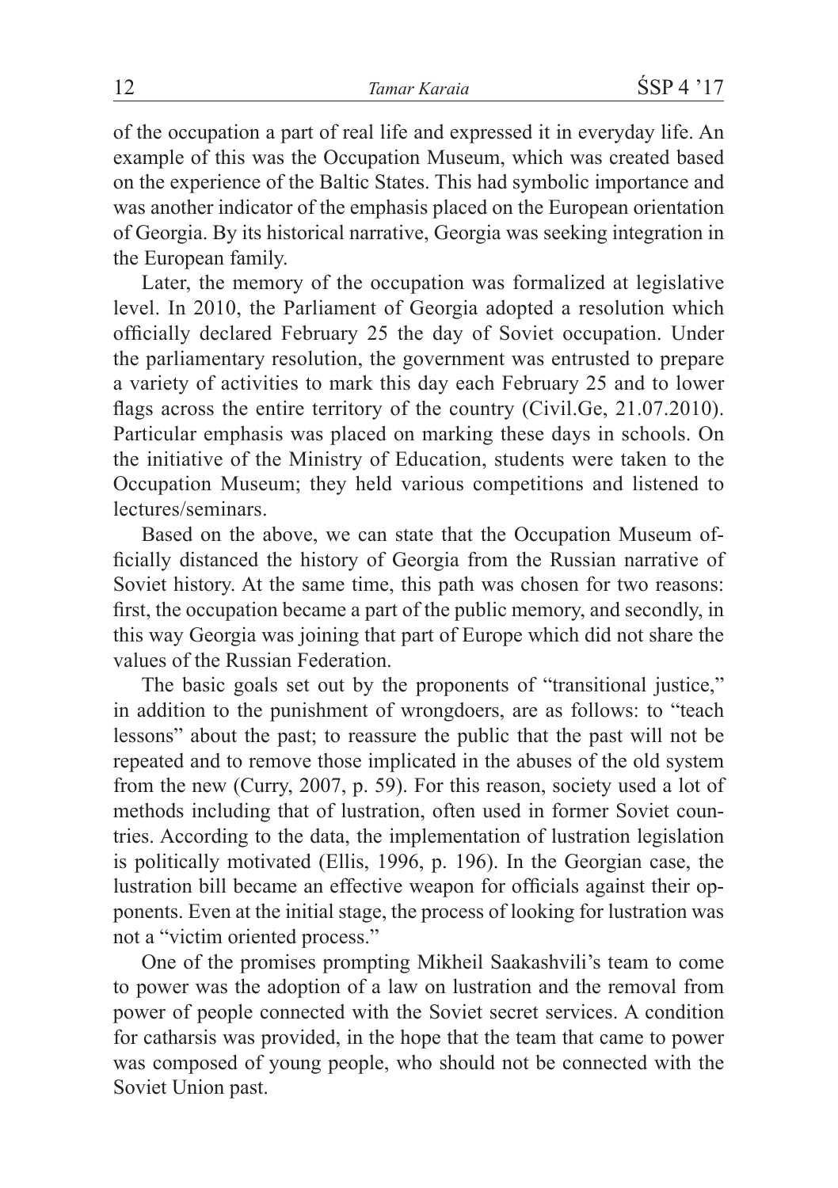of the occupation a part of real life and expressed it in everyday life. An example of this was the Occupation Museum, which was created based on the experience of the Baltic States. This had symbolic importance and was another indicator of the emphasis placed on the European orientation of Georgia. By its historical narrative, Georgia was seeking integration in the European family.

Later, the memory of the occupation was formalized at legislative level. In 2010, the Parliament of Georgia adopted a resolution which officially declared February 25 the day of Soviet occupation. Under the parliamentary resolution, the government was entrusted to prepare a variety of activities to mark this day each February 25 and to lower flags across the entire territory of the country (Civil.Ge, 21.07.2010). Particular emphasis was placed on marking these days in schools. On the initiative of the Ministry of Education, students were taken to the Occupation Museum; they held various competitions and listened to lectures/seminars.

Based on the above, we can state that the Occupation Museum officially distanced the history of Georgia from the Russian narrative of Soviet history. At the same time, this path was chosen for two reasons: first, the occupation became a part of the public memory, and secondly, in this way Georgia was joining that part of Europe which did not share the values of the Russian Federation.

The basic goals set out by the proponents of "transitional justice," in addition to the punishment of wrongdoers, are as follows: to "teach lessons" about the past; to reassure the public that the past will not be repeated and to remove those implicated in the abuses of the old system from the new (Curry, 2007, p. 59). For this reason, society used a lot of methods including that of lustration, often used in former Soviet countries. According to the data, the implementation of lustration legislation is politically motivated (Ellis, 1996, p. 196). In the Georgian case, the lustration bill became an effective weapon for officials against their opponents. Even at the initial stage, the process of looking for lustration was not a "victim oriented process."

One of the promises prompting Mikheil Saakashvili's team to come to power was the adoption of a law on lustration and the removal from power of people connected with the Soviet secret services. A condition for catharsis was provided, in the hope that the team that came to power was composed of young people, who should not be connected with the Soviet Union past.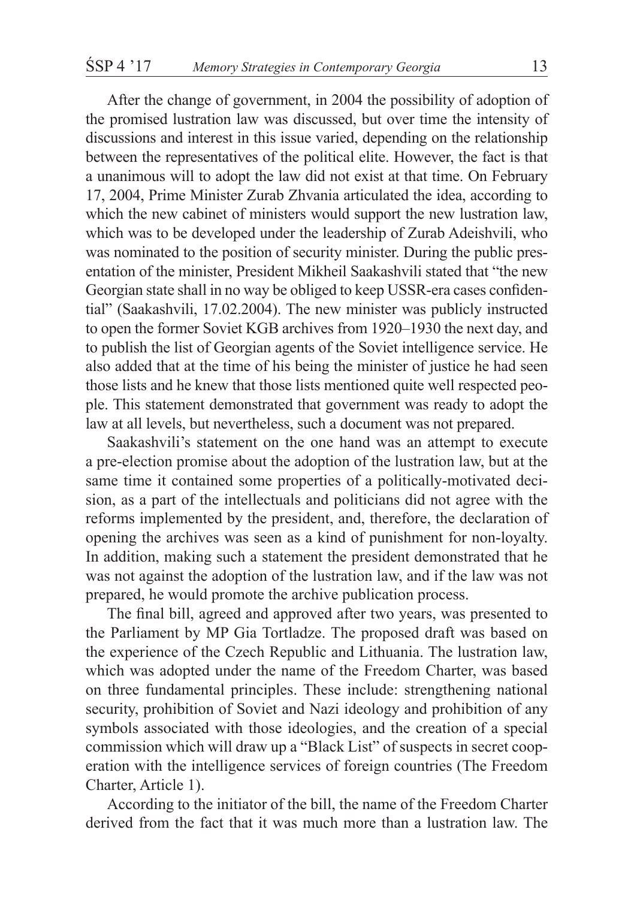After the change of government, in 2004 the possibility of adoption of the promised lustration law was discussed, but over time the intensity of discussions and interest in this issue varied, depending on the relationship between the representatives of the political elite. However, the fact is that a unanimous will to adopt the law did not exist at that time. On February 17, 2004, Prime Minister Zurab Zhvania articulated the idea, according to which the new cabinet of ministers would support the new lustration law, which was to be developed under the leadership of Zurab Adeishvili, who was nominated to the position of security minister. During the public presentation of the minister, President Mikheil Saakashvili stated that "the new Georgian state shall in no way be obliged to keep USSR-era cases confidential" (Saakashvili, 17.02.2004). The new minister was publicly instructed to open the former Soviet KGB archives from 1920–1930 the next day, and to publish the list of Georgian agents of the Soviet intelligence service. He also added that at the time of his being the minister of justice he had seen those lists and he knew that those lists mentioned quite well respected people. This statement demonstrated that government was ready to adopt the law at all levels, but nevertheless, such a document was not prepared.

Saakashvili's statement on the one hand was an attempt to execute a pre-election promise about the adoption of the lustration law, but at the same time it contained some properties of a politically-motivated decision, as a part of the intellectuals and politicians did not agree with the reforms implemented by the president, and, therefore, the declaration of opening the archives was seen as a kind of punishment for non-loyalty. In addition, making such a statement the president demonstrated that he was not against the adoption of the lustration law, and if the law was not prepared, he would promote the archive publication process.

The final bill, agreed and approved after two years, was presented to the Parliament by MP Gia Tortladze. The proposed draft was based on the experience of the Czech Republic and Lithuania. The lustration law, which was adopted under the name of the Freedom Charter, was based on three fundamental principles. These include: strengthening national security, prohibition of Soviet and Nazi ideology and prohibition of any symbols associated with those ideologies, and the creation of a special commission which will draw up a "Black List" of suspects in secret cooperation with the intelligence services of foreign countries (The Freedom Charter, Article 1).

According to the initiator of the bill, the name of the Freedom Charter derived from the fact that it was much more than a lustration law. The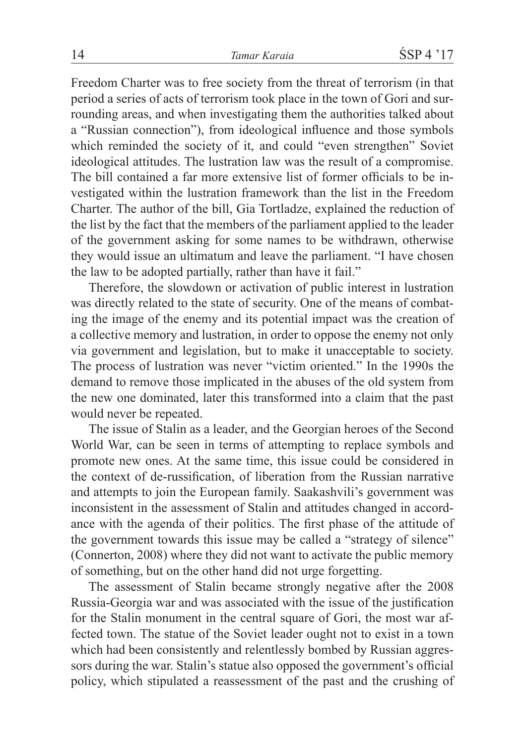Freedom Charter was to free society from the threat of terrorism (in that period a series of acts of terrorism took place in the town of Gori and surrounding areas, and when investigating them the authorities talked about a "Russian connection"), from ideological influence and those symbols which reminded the society of it, and could "even strengthen" Soviet ideological attitudes. The lustration law was the result of a compromise. The bill contained a far more extensive list of former officials to be investigated within the lustration framework than the list in the Freedom Charter. The author of the bill, Gia Tortladze, explained the reduction of the list by the fact that the members of the parliament applied to the leader of the government asking for some names to be withdrawn, otherwise they would issue an ultimatum and leave the parliament. "I have chosen the law to be adopted partially, rather than have it fail."

Therefore, the slowdown or activation of public interest in lustration was directly related to the state of security. One of the means of combating the image of the enemy and its potential impact was the creation of a collective memory and lustration, in order to oppose the enemy not only via government and legislation, but to make it unacceptable to society. The process of lustration was never "victim oriented." In the 1990s the demand to remove those implicated in the abuses of the old system from the new one dominated, later this transformed into a claim that the past would never be repeated.

The issue of Stalin as a leader, and the Georgian heroes of the Second World War, can be seen in terms of attempting to replace symbols and promote new ones. At the same time, this issue could be considered in the context of de-russification, of liberation from the Russian narrative and attempts to join the European family. Saakashvili's government was inconsistent in the assessment of Stalin and attitudes changed in accordance with the agenda of their politics. The first phase of the attitude of the government towards this issue may be called a "strategy of silence" (Connerton, 2008) where they did not want to activate the public memory of something, but on the other hand did not urge forgetting.

The assessment of Stalin became strongly negative after the 2008 Russia-Georgia war and was associated with the issue of the justification for the Stalin monument in the central square of Gori, the most war affected town. The statue of the Soviet leader ought not to exist in a town which had been consistently and relentlessly bombed by Russian aggressors during the war. Stalin's statue also opposed the government's official policy, which stipulated a reassessment of the past and the crushing of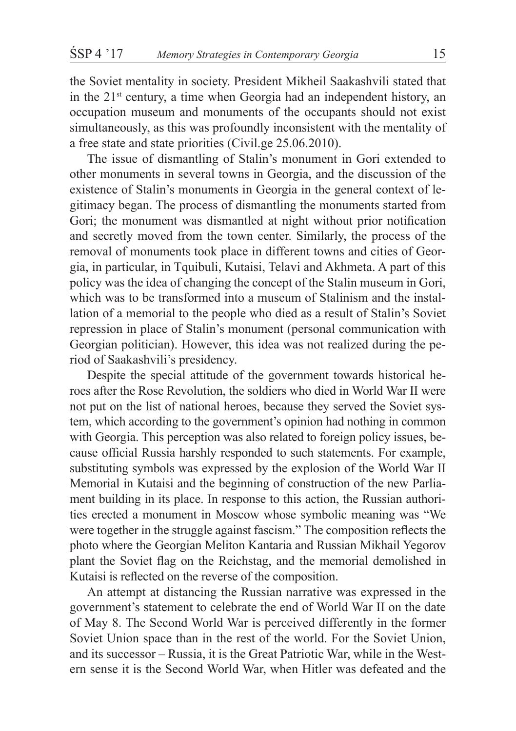the Soviet mentality in society. President Mikheil Saakashvili stated that in the 21st century, a time when Georgia had an independent history, an occupation museum and monuments of the occupants should not exist simultaneously, as this was profoundly inconsistent with the mentality of a free state and state priorities (Civil.ge 25.06.2010).

The issue of dismantling of Stalin's monument in Gori extended to other monuments in several towns in Georgia, and the discussion of the existence of Stalin's monuments in Georgia in the general context of legitimacy began. The process of dismantling the monuments started from Gori; the monument was dismantled at night without prior notification and secretly moved from the town center. Similarly, the process of the removal of monuments took place in different towns and cities of Georgia, in particular, in Tquibuli, Kutaisi, Telavi and Akhmeta. A part of this policy was the idea of changing the concept of the Stalin museum in Gori, which was to be transformed into a museum of Stalinism and the installation of a memorial to the people who died as a result of Stalin's Soviet repression in place of Stalin's monument (personal communication with Georgian politician). However, this idea was not realized during the period of Saakashvili's presidency.

Despite the special attitude of the government towards historical heroes after the Rose Revolution, the soldiers who died in World War II were not put on the list of national heroes, because they served the Soviet system, which according to the government's opinion had nothing in common with Georgia. This perception was also related to foreign policy issues, because official Russia harshly responded to such statements. For example, substituting symbols was expressed by the explosion of the World War II Memorial in Kutaisi and the beginning of construction of the new Parliament building in its place. In response to this action, the Russian authorities erected a monument in Moscow whose symbolic meaning was "We were together in the struggle against fascism." The composition reflects the photo where the Georgian Meliton Kantaria and Russian Mikhail Yegorov plant the Soviet flag on the Reichstag, and the memorial demolished in Kutaisi is reflected on the reverse of the composition.

An attempt at distancing the Russian narrative was expressed in the government's statement to celebrate the end of World War II on the date of May 8. The Second World War is perceived differently in the former Soviet Union space than in the rest of the world. For the Soviet Union, and its successor – Russia, it is the Great Patriotic War, while in the Western sense it is the Second World War, when Hitler was defeated and the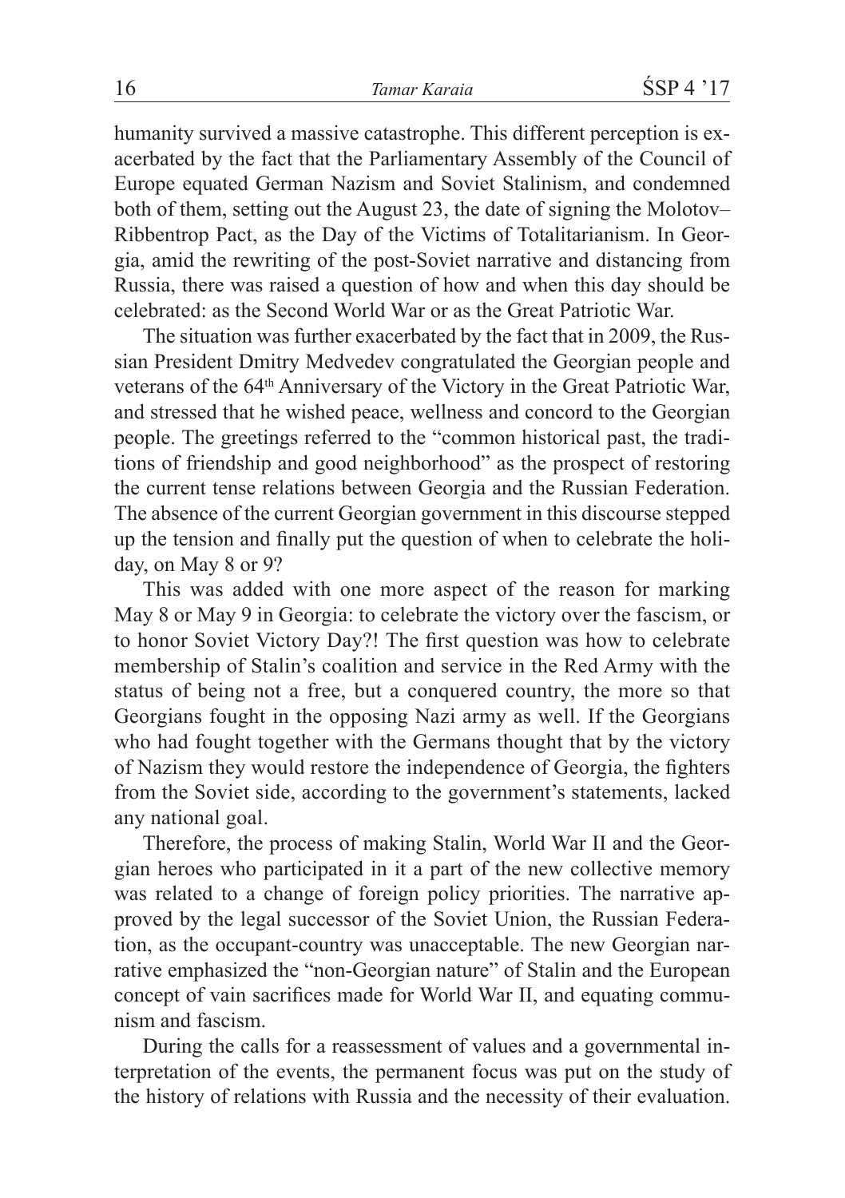humanity survived a massive catastrophe. This different perception is exacerbated by the fact that the Parliamentary Assembly of the Council of Europe equated German Nazism and Soviet Stalinism, and condemned both of them, setting out the August 23, the date of signing the Molotov–Ribbentrop Pact, as the Day of the Victims of Totalitarianism. In Georgia, amid the rewriting of the post-Soviet narrative and distancing from Russia, there was raised a question of how and when this day should be celebrated: as the Second World War or as the Great Patriotic War.

The situation was further exacerbated by the fact that in 2009, the Russian President Dmitry Medvedev congratulated the Georgian people and veterans of the 64th Anniversary of the Victory in the Great Patriotic War, and stressed that he wished peace, wellness and concord to the Georgian people. The greetings referred to the "common historical past, the traditions of friendship and good neighborhood" as the prospect of restoring the current tense relations between Georgia and the Russian Federation. The absence of the current Georgian government in this discourse stepped up the tension and finally put the question of when to celebrate the holiday, on May 8 or 9?

This was added with one more aspect of the reason for marking May 8 or May 9 in Georgia: to celebrate the victory over the fascism, or to honor Soviet Victory Day?! The first question was how to celebrate membership of Stalin's coalition and service in the Red Army with the status of being not a free, but a conquered country, the more so that Georgians fought in the opposing Nazi army as well. If the Georgians who had fought together with the Germans thought that by the victory of Nazism they would restore the independence of Georgia, the fighters from the Soviet side, according to the government's statements, lacked any national goal.

Therefore, the process of making Stalin, World War II and the Georgian heroes who participated in it a part of the new collective memory was related to a change of foreign policy priorities. The narrative approved by the legal successor of the Soviet Union, the Russian Federation, as the occupant-country was unacceptable. The new Georgian narrative emphasized the "non-Georgian nature" of Stalin and the European concept of vain sacrifices made for World War II, and equating communism and fascism.

During the calls for a reassessment of values and a governmental interpretation of the events, the permanent focus was put on the study of the history of relations with Russia and the necessity of their evaluation.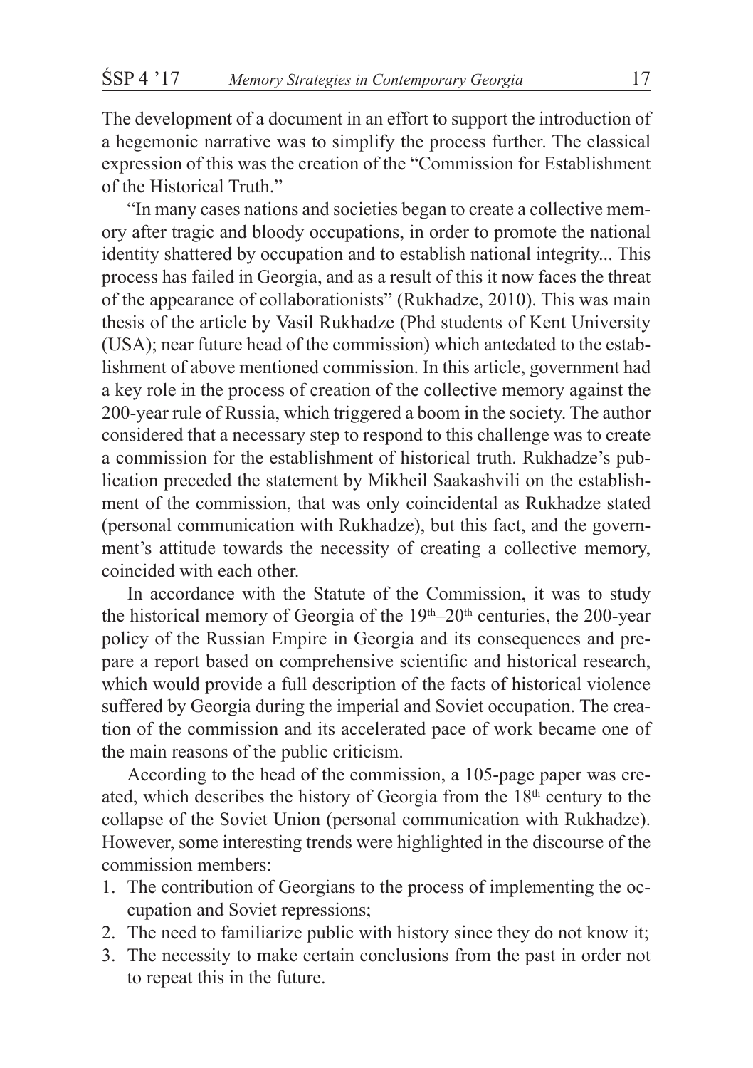The development of a document in an effort to support the introduction of a hegemonic narrative was to simplify the process further. The classical expression of this was the creation of the "Commission for Establishment of the Historical Truth."

"In many cases nations and societies began to create a collective memory after tragic and bloody occupations, in order to promote the national identity shattered by occupation and to establish national integrity... This process has failed in Georgia, and as a result of this it now faces the threat of the appearance of collaborationists" (Rukhadze, 2010). This was main thesis of the article by Vasil Rukhadze (Phd students of Kent University (USA); near future head of the commission) which antedated to the establishment of above mentioned commission. In this article, government had a key role in the process of creation of the collective memory against the 200-year rule of Russia, which triggered a boom in the society. The author considered that a necessary step to respond to this challenge was to create a commission for the establishment of historical truth. Rukhadze's publication preceded the statement by Mikheil Saakashvili on the establishment of the commission, that was only coincidental as Rukhadze stated (personal communication with Rukhadze), but this fact, and the government's attitude towards the necessity of creating a collective memory, coincided with each other.

In accordance with the Statute of the Commission, it was to study the historical memory of Georgia of the 19th–20th centuries, the 200-year policy of the Russian Empire in Georgia and its consequences and prepare a report based on comprehensive scientific and historical research, which would provide a full description of the facts of historical violence suffered by Georgia during the imperial and Soviet occupation. The creation of the commission and its accelerated pace of work became one of the main reasons of the public criticism.

According to the head of the commission, a 105-page paper was created, which describes the history of Georgia from the 18th century to the collapse of the Soviet Union (personal communication with Rukhadze). However, some interesting trends were highlighted in the discourse of the commission members:

1. The contribution of Georgians to the process of implementing the occupation and Soviet repressions;
2. The need to familiarize public with history since they do not know it;
3. The necessity to make certain conclusions from the past in order not to repeat this in the future.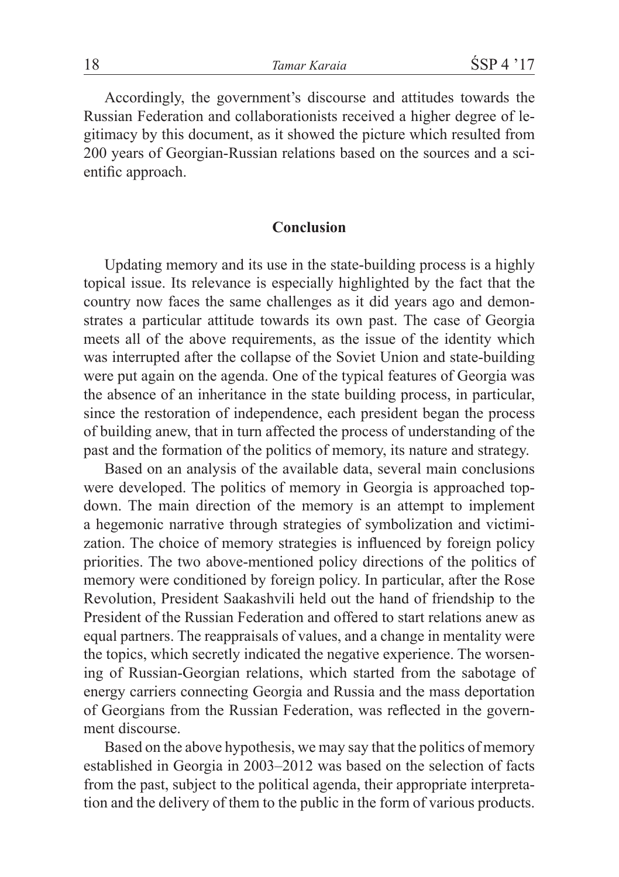Accordingly, the government's discourse and attitudes towards the Russian Federation and collaborationists received a higher degree of legitimacy by this document, as it showed the picture which resulted from 200 years of Georgian-Russian relations based on the sources and a scientific approach.

## Conclusion

Updating memory and its use in the state-building process is a highly topical issue. Its relevance is especially highlighted by the fact that the country now faces the same challenges as it did years ago and demonstrates a particular attitude towards its own past. The case of Georgia meets all of the above requirements, as the issue of the identity which was interrupted after the collapse of the Soviet Union and state-building were put again on the agenda. One of the typical features of Georgia was the absence of an inheritance in the state building process, in particular, since the restoration of independence, each president began the process of building anew, that in turn affected the process of understanding of the past and the formation of the politics of memory, its nature and strategy.

Based on an analysis of the available data, several main conclusions were developed. The politics of memory in Georgia is approached top-down. The main direction of the memory is an attempt to implement a hegemonic narrative through strategies of symbolization and victimization. The choice of memory strategies is influenced by foreign policy priorities. The two above-mentioned policy directions of the politics of memory were conditioned by foreign policy. In particular, after the Rose Revolution, President Saakashvili held out the hand of friendship to the President of the Russian Federation and offered to start relations anew as equal partners. The reappraisals of values, and a change in mentality were the topics, which secretly indicated the negative experience. The worsening of Russian-Georgian relations, which started from the sabotage of energy carriers connecting Georgia and Russia and the mass deportation of Georgians from the Russian Federation, was reflected in the government discourse.

Based on the above hypothesis, we may say that the politics of memory established in Georgia in 2003–2012 was based on the selection of facts from the past, subject to the political agenda, their appropriate interpretation and the delivery of them to the public in the form of various products.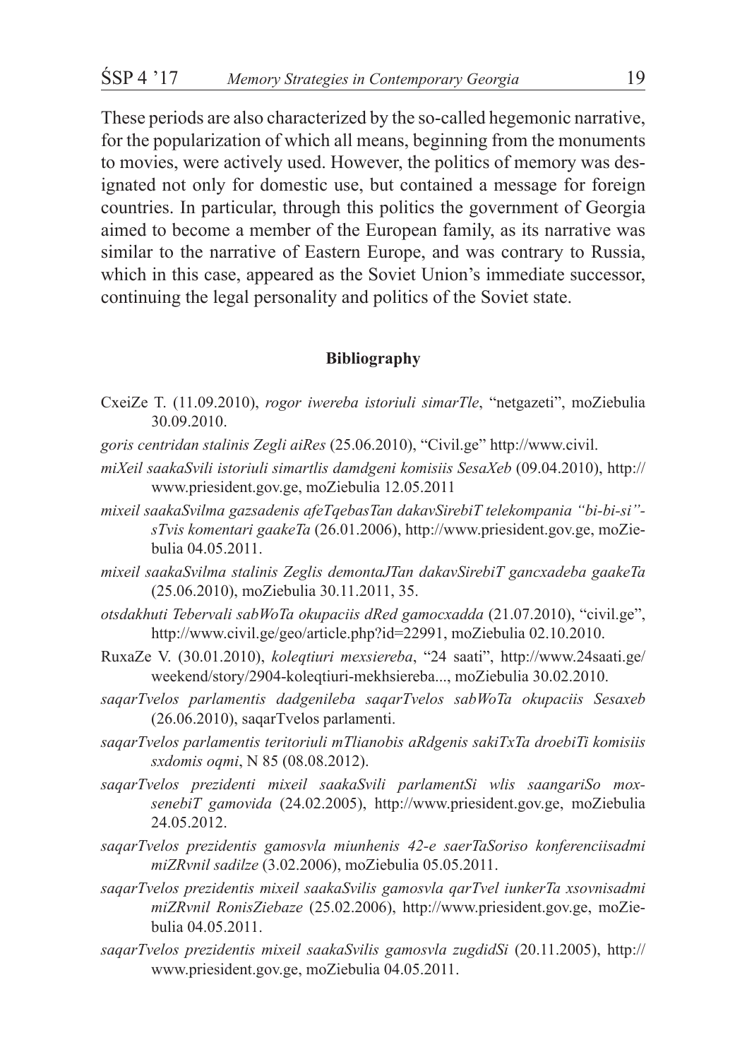These periods are also characterized by the so-called hegemonic narrative, for the popularization of which all means, beginning from the monuments to movies, were actively used. However, the politics of memory was designated not only for domestic use, but contained a message for foreign countries. In particular, through this politics the government of Georgia aimed to become a member of the European family, as its narrative was similar to the narrative of Eastern Europe, and was contrary to Russia, which in this case, appeared as the Soviet Union's immediate successor, continuing the legal personality and politics of the Soviet state.

## Bibliography

CxeiZe T. (11.09.2010), *rogor iwereba istoriuli simarTle*, "netgazeti", moZiebulia 30.09.2010.

*goris centridan stalinis Zegli aiRes* (25.06.2010), "Civil.ge" http://www.civil.

*miXeil saakaSvili istoriuli simartlis damdgeni komisiis SesaXeb* (09.04.2010), http://www.priesident.gov.ge, moZiebulia 12.05.2011

*mixeil saakaSvilma gazsadenis afeTqebasTan dakavSirebiT telekompania "bi-bi-si"-sTvis komentari gaakeTa* (26.01.2006), http://www.priesident.gov.ge, moZiebulia 04.05.2011.

*mixeil saakaSvilma stalinis Zeglis demontaJTan dakavSirebiT gancxadeba gaakeTa* (25.06.2010), moZiebulia 30.11.2011, 35.

*otsdakhuti Tebervali sabWoTa okupaciis dRed gamocxadda* (21.07.2010), "civil.ge", http://www.civil.ge/geo/article.php?id=22991, moZiebulia 02.10.2010.

RuxaZe V. (30.01.2010), *koleqtiuri mexsiereba*, "24 saati", http://www.24saati.ge/weekend/story/2904-koleqtiuri-mekhsiereba..., moZiebulia 30.02.2010.

*saqarTvelos parlamentis dadgenileba saqarTvelos sabWoTa okupaciis Sesaxeb* (26.06.2010), saqarTvelos parlamenti.

*saqarTvelos parlamentis teritoriuli mTlianobis aRdgenis sakiTxTa droebiTi komisiis sxdomis oqmi*, N 85 (08.08.2012).

*saqarTvelos prezidenti mixeil saakaSvili parlamentSi wlis saangariSo moxsenebiT gamovida* (24.02.2005), http://www.priesident.gov.ge, moZiebulia 24.05.2012.

*saqarTvelos prezidentis gamosvla miunhenis 42-e saerTaSoriso konferenciisadmi miZRvnil sadilze* (3.02.2006), moZiebulia 05.05.2011.

*saqarTvelos prezidentis mixeil saakaSvilis gamosvla qarTvel iunkerTa xsovnisadmi miZRvnil RonisZiebaze* (25.02.2006), http://www.priesident.gov.ge, moZiebulia 04.05.2011.

*saqarTvelos prezidentis mixeil saakaSvilis gamosvla zugdidSi* (20.11.2005), http://www.priesident.gov.ge, moZiebulia 04.05.2011.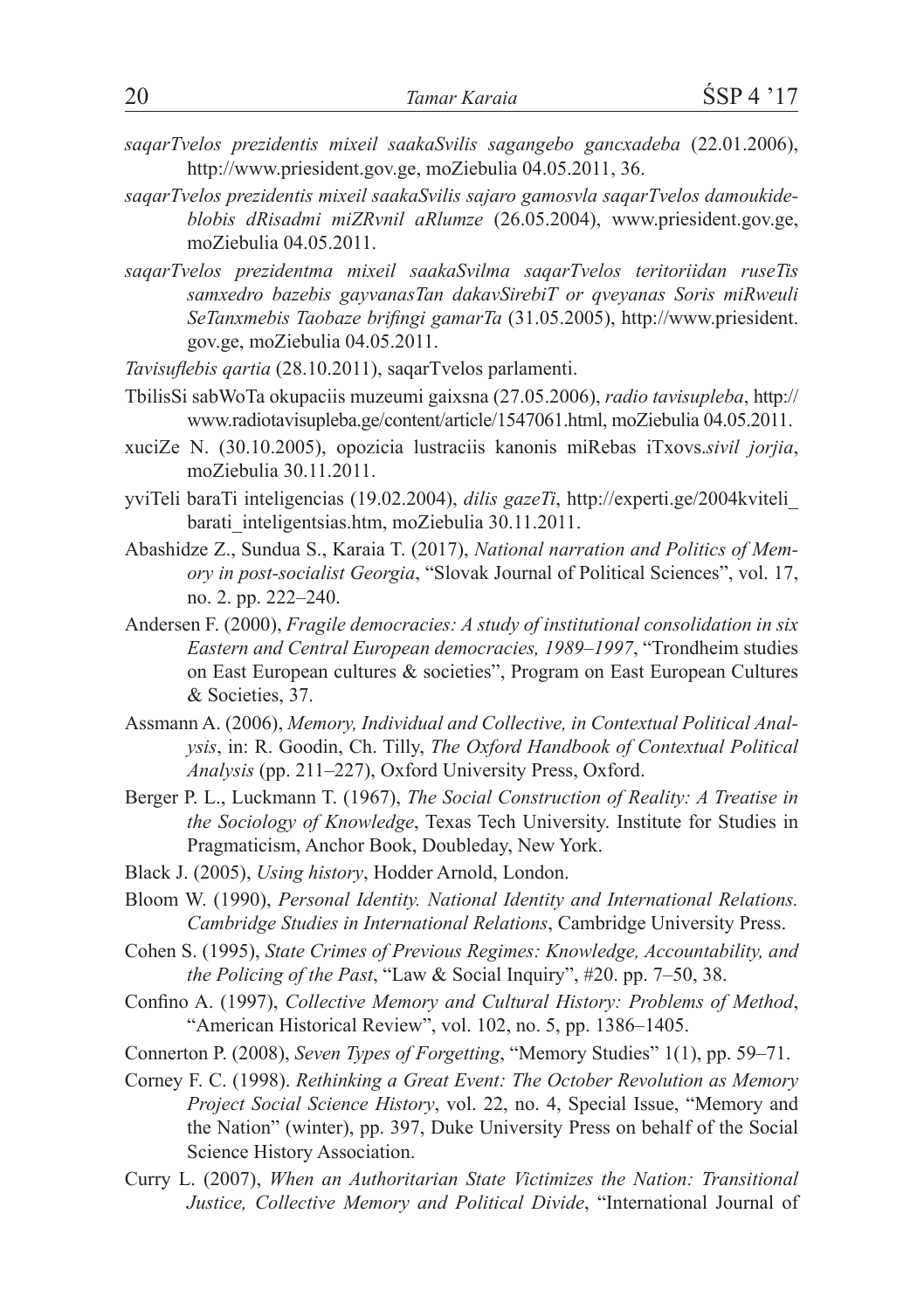*saqarTvelos prezidentis mixeil saakaSvilis sagangebo gancxadeba* (22.01.2006), http://www.priesident.gov.ge, moZiebulia 04.05.2011, 36.

*saqarTvelos prezidentis mixeil saakaSvilis sajaro gamosvla saqarTvelos damoukideblobis dRisadmi miZRvnil aRlumze* (26.05.2004), www.priesident.gov.ge, moZiebulia 04.05.2011.

*saqarTvelos prezidentma mixeil saakaSvilma saqarTvelos teritoriidan ruseTis samxedro bazebis gayvanasTan dakavSirebiT or qveyanas Soris miRweuli SeTanxmebis Taobaze brifingi gamarTa* (31.05.2005), http://www.priesident.gov.ge, moZiebulia 04.05.2011.

*Tavisuflebis qartia* (28.10.2011), saqarTvelos parlamenti.

TbilisSi sabWoTa okupaciis muzeumi gaixsna (27.05.2006), *radio tavisupleba*, http://www.radiotavisupleba.ge/content/article/1547061.html, moZiebulia 04.05.2011.

xuciZe N. (30.10.2005), opozicia lustraciis kanonis miRebas iTxovs.*sivil jorjia*, moZiebulia 30.11.2011.

yviTeli baraTi inteligencias (19.02.2004), *dilis gazeTi*, http://experti.ge/2004kviteli_barati_inteligentsias.htm, moZiebulia 30.11.2011.

Abashidze Z., Sundua S., Karaia T. (2017), *National narration and Politics of Memory in post-socialist Georgia*, "Slovak Journal of Political Sciences", vol. 17, no. 2. pp. 222–240.

Andersen F. (2000), *Fragile democracies: A study of institutional consolidation in six Eastern and Central European democracies, 1989–1997*, "Trondheim studies on East European cultures & societies", Program on East European Cultures & Societies, 37.

Assmann A. (2006), *Memory, Individual and Collective, in Contextual Political Analysis*, in: R. Goodin, Ch. Tilly, *The Oxford Handbook of Contextual Political Analysis* (pp. 211–227), Oxford University Press, Oxford.

Berger P. L., Luckmann T. (1967), *The Social Construction of Reality: A Treatise in the Sociology of Knowledge*, Texas Tech University. Institute for Studies in Pragmaticism, Anchor Book, Doubleday, New York.

Black J. (2005), *Using history*, Hodder Arnold, London.

Bloom W. (1990), *Personal Identity. National Identity and International Relations. Cambridge Studies in International Relations*, Cambridge University Press.

Cohen S. (1995), *State Crimes of Previous Regimes: Knowledge, Accountability, and the Policing of the Past*, "Law & Social Inquiry", #20. pp. 7–50, 38.

Confino A. (1997), *Collective Memory and Cultural History: Problems of Method*, "American Historical Review", vol. 102, no. 5, pp. 1386–1405.

Connerton P. (2008), *Seven Types of Forgetting*, "Memory Studies" 1(1), pp. 59–71.

Corney F. C. (1998). *Rethinking a Great Event: The October Revolution as Memory Project Social Science History*, vol. 22, no. 4, Special Issue, "Memory and the Nation" (winter), pp. 397, Duke University Press on behalf of the Social Science History Association.

Curry L. (2007), *When an Authoritarian State Victimizes the Nation: Transitional Justice, Collective Memory and Political Divide*, "International Journal of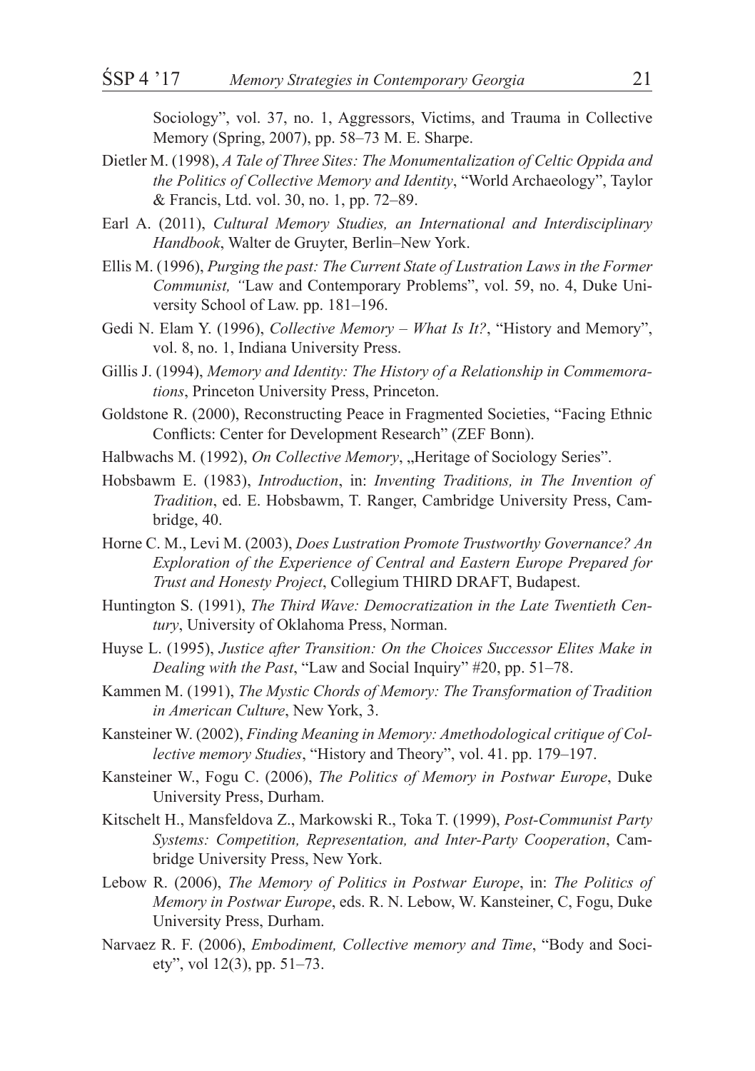Sociology", vol. 37, no. 1, Aggressors, Victims, and Trauma in Collective Memory (Spring, 2007), pp. 58–73 M. E. Sharpe.

Dietler M. (1998), *A Tale of Three Sites: The Monumentalization of Celtic Oppida and the Politics of Collective Memory and Identity*, "World Archaeology", Taylor & Francis, Ltd. vol. 30, no. 1, pp. 72–89.

Earl A. (2011), *Cultural Memory Studies, an International and Interdisciplinary Handbook*, Walter de Gruyter, Berlin–New York.

Ellis M. (1996), *Purging the past: The Current State of Lustration Laws in the Former Communist, "*Law and Contemporary Problems", vol. 59, no. 4, Duke University School of Law. pp. 181–196.

Gedi N. Elam Y. (1996), *Collective Memory – What Is It?*, "History and Memory", vol. 8, no. 1, Indiana University Press.

Gillis J. (1994), *Memory and Identity: The History of a Relationship in Commemorations*, Princeton University Press, Princeton.

Goldstone R. (2000), Reconstructing Peace in Fragmented Societies, "Facing Ethnic Conflicts: Center for Development Research" (ZEF Bonn).

Halbwachs M. (1992), *On Collective Memory*, „Heritage of Sociology Series".

Hobsbawm E. (1983), *Introduction*, in: *Inventing Traditions, in The Invention of Tradition*, ed. E. Hobsbawm, T. Ranger, Cambridge University Press, Cambridge, 40.

Horne C. M., Levi M. (2003), *Does Lustration Promote Trustworthy Governance? An Exploration of the Experience of Central and Eastern Europe Prepared for Trust and Honesty Project*, Collegium THIRD DRAFT, Budapest.

Huntington S. (1991), *The Third Wave: Democratization in the Late Twentieth Century*, University of Oklahoma Press, Norman.

Huyse L. (1995), *Justice after Transition: On the Choices Successor Elites Make in Dealing with the Past*, "Law and Social Inquiry" #20, pp. 51–78.

Kammen M. (1991), *The Mystic Chords of Memory: The Transformation of Tradition in American Culture*, New York, 3.

Kansteiner W. (2002), *Finding Meaning in Memory: Amethodological critique of Collective memory Studies*, "History and Theory", vol. 41. pp. 179–197.

Kansteiner W., Fogu C. (2006), *The Politics of Memory in Postwar Europe*, Duke University Press, Durham.

Kitschelt H., Mansfeldova Z., Markowski R., Toka T. (1999), *Post-Communist Party Systems: Competition, Representation, and Inter-Party Cooperation*, Cambridge University Press, New York.

Lebow R. (2006), *The Memory of Politics in Postwar Europe*, in: *The Politics of Memory in Postwar Europe*, eds. R. N. Lebow, W. Kansteiner, C, Fogu, Duke University Press, Durham.

Narvaez R. F. (2006), *Embodiment, Collective memory and Time*, "Body and Society", vol 12(3), pp. 51–73.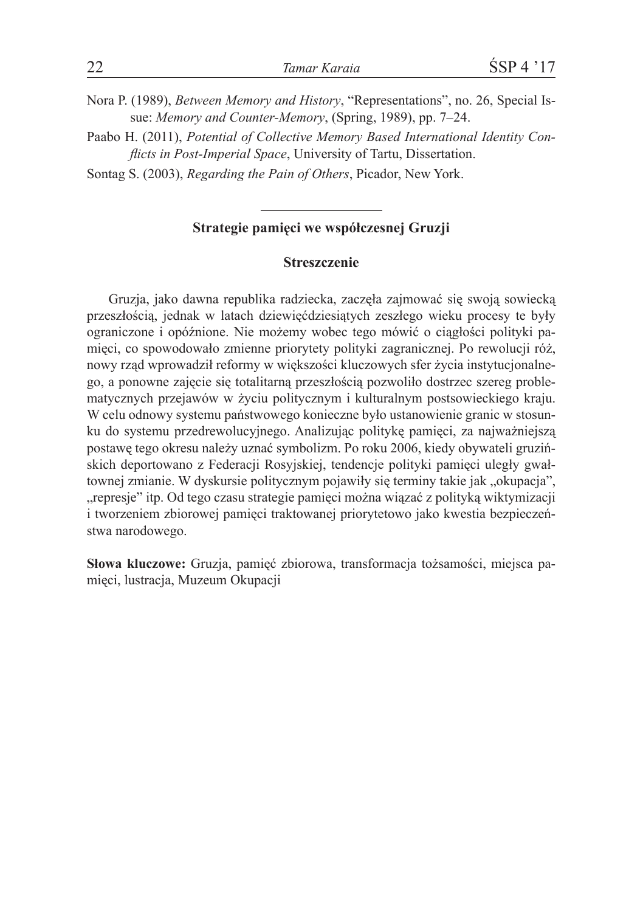Nora P. (1989), *Between Memory and History*, "Representations", no. 26, Special Issue: *Memory and Counter-Memory*, (Spring, 1989), pp. 7–24.

Paabo H. (2011), *Potential of Collective Memory Based International Identity Conflicts in Post-Imperial Space*, University of Tartu, Dissertation.

Sontag S. (2003), *Regarding the Pain of Others*, Picador, New York.

---

## Strategie pamięci we współczesnej Gruzji

### Streszczenie

Gruzja, jako dawna republika radziecka, zaczęła zajmować się swoją sowiecką przeszłością, jednak w latach dziewięćdziesiątych zeszłego wieku procesy te były ograniczone i opóźnione. Nie możemy wobec tego mówić o ciągłości polityki pamięci, co spowodowało zmienne priorytety polityki zagranicznej. Po rewolucji róż, nowy rząd wprowadził reformy w większości kluczowych sfer życia instytucjonalnego, a ponowne zajęcie się totalitarną przeszłością pozwoliło dostrzec szereg problematycznych przejawów w życiu politycznym i kulturalnym postsowieckiego kraju. W celu odnowy systemu państwowego konieczne było ustanowienie granic w stosunku do systemu przedrewolucyjnego. Analizując politykę pamięci, za najważniejszą postawę tego okresu należy uznać symbolizm. Po roku 2006, kiedy obywateli gruzińskich deportowano z Federacji Rosyjskiej, tendencje polityki pamięci uległy gwałtownej zmianie. W dyskursie politycznym pojawiły się terminy takie jak „okupacja", „represje" itp. Od tego czasu strategie pamięci można wiązać z polityką wiktymizacji i tworzeniem zbiorowej pamięci traktowanej priorytetowo jako kwestia bezpieczeństwa narodowego.

**Słowa kluczowe:** Gruzja, pamięć zbiorowa, transformacja tożsamości, miejsca pamięci, lustracja, Muzeum Okupacji